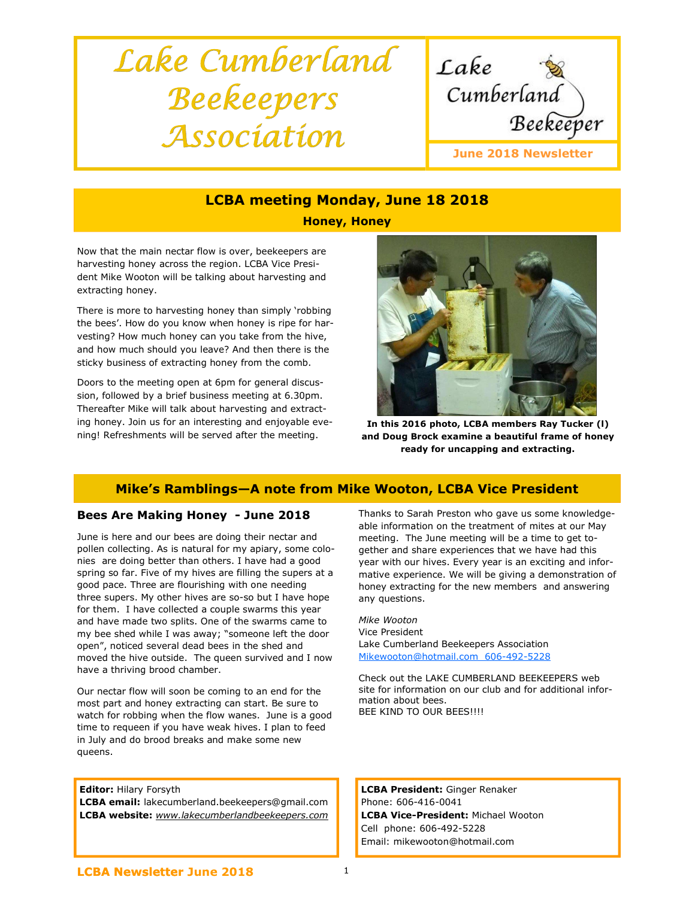# Lake Cumberland Beekeepers Association

Lake Cumberland Beekeeper

June 2018 Newsletter

## LCBA meeting Monday, June 18 2018

### Honey, Honey

Now that the main nectar flow is over, beekeepers are harvesting honey across the region. LCBA Vice President Mike Wooton will be talking about harvesting and extracting honey.

There is more to harvesting honey than simply 'robbing the bees'. How do you know when honey is ripe for harvesting? How much honey can you take from the hive, and how much should you leave? And then there is the sticky business of extracting honey from the comb.

Doors to the meeting open at 6pm for general discussion, followed by a brief business meeting at 6.30pm. Thereafter Mike will talk about harvesting and extracting honey. Join us for an interesting and enjoyable evening! Refreshments will be served after the meeting.

**In this 2016 photo, LCBA members Ray Tucker (l) and Doug Brock examine a beautiful frame of honey ready for uncapping and extracting.**

## Mike's Ramblings—A note from Mike Wooton, LCBA Vice President

### Bees Are Making Honey - June 2018

June is here and our bees are doing their nectar and pollen collecting. As is natural for my apiary, some colonies are doing better than others. I have had a good spring so far. Five of my hives are filling the supers at a good pace. Three are flourishing with one needing three supers. My other hives are so-so but I have hope for them. I have collected a couple swarms this year and have made two splits. One of the swarms came to my bee shed while I was away; "someone left the door open", noticed several dead bees in the shed and moved the hive outside. The queen survived and I now have a thriving brood chamber.

Our nectar flow will soon be coming to an end for the most part and honey extracting can start. Be sure to watch for robbing when the flow wanes. June is a good time to requeen if you have weak hives. I plan to feed in July and do brood breaks and make some new queens.

Thanks to Sarah Preston who gave us some knowledgeable information on the treatment of mites at our May meeting. The June meeting will be a time to get together and share experiences that we have had this year with our hives. Every year is an exciting and informative experience. We will be giving a demonstration of honey extracting for the new members and answering any questions.

*Mike Wooton*
Vice President
Lake Cumberland Beekeepers Association
Mikewooton@hotmail.com 606-492-5228

Check out the LAKE CUMBERLAND BEEKEEPERS web site for information on our club and for additional information about bees.
BEE KIND TO OUR BEES!!!!

**Editor:** Hilary Forsyth
**LCBA email:** lakecumberland.beekeepers@gmail.com
**LCBA website:** *www.lakecumberlandbeekeepers.com*

**LCBA President:** Ginger Renaker
Phone: 606-416-0041
**LCBA Vice-President:** Michael Wooton
Cell phone: 606-492-5228
Email: mikewooton@hotmail.com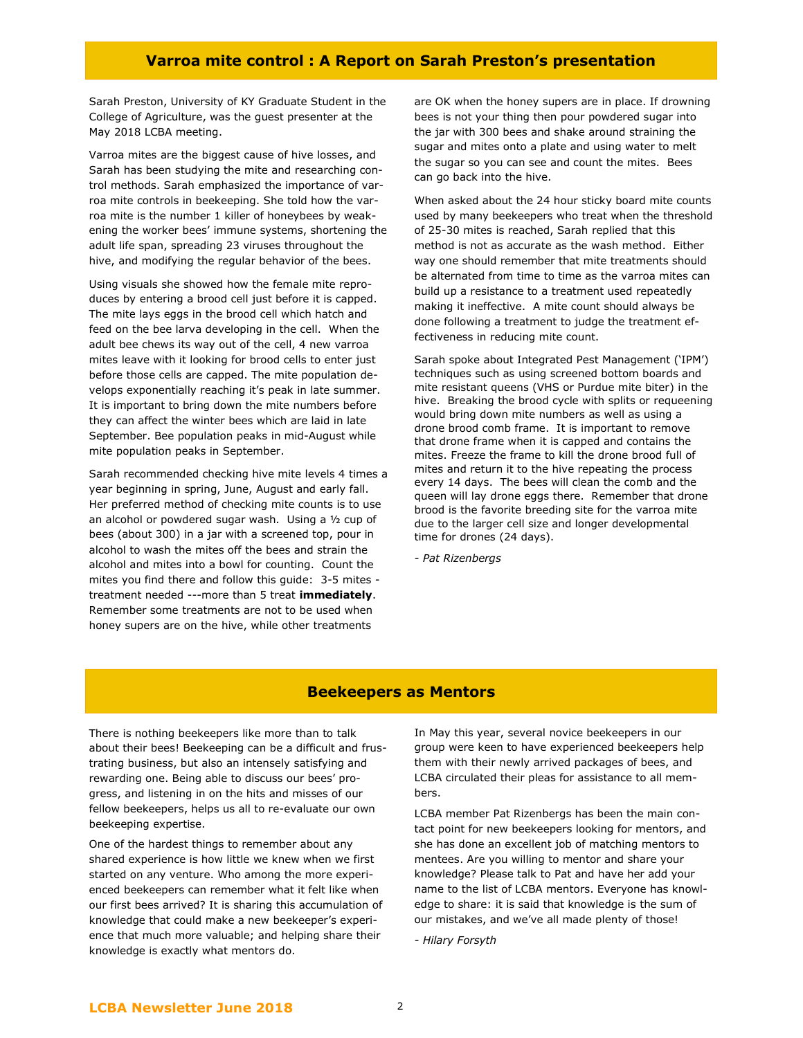## Varroa mite control : A Report on Sarah Preston's presentation

Sarah Preston, University of KY Graduate Student in the College of Agriculture, was the guest presenter at the May 2018 LCBA meeting.

Varroa mites are the biggest cause of hive losses, and Sarah has been studying the mite and researching control methods. Sarah emphasized the importance of varroa mite controls in beekeeping. She told how the varroa mite is the number 1 killer of honeybees by weakening the worker bees' immune systems, shortening the adult life span, spreading 23 viruses throughout the hive, and modifying the regular behavior of the bees.

Using visuals she showed how the female mite reproduces by entering a brood cell just before it is capped. The mite lays eggs in the brood cell which hatch and feed on the bee larva developing in the cell. When the adult bee chews its way out of the cell, 4 new varroa mites leave with it looking for brood cells to enter just before those cells are capped. The mite population develops exponentially reaching it's peak in late summer. It is important to bring down the mite numbers before they can affect the winter bees which are laid in late September. Bee population peaks in mid-August while mite population peaks in September.

Sarah recommended checking hive mite levels 4 times a year beginning in spring, June, August and early fall. Her preferred method of checking mite counts is to use an alcohol or powdered sugar wash. Using a ½ cup of bees (about 300) in a jar with a screened top, pour in alcohol to wash the mites off the bees and strain the alcohol and mites into a bowl for counting. Count the mites you find there and follow this guide: 3-5 mites - treatment needed ---more than 5 treat **immediately**. Remember some treatments are not to be used when honey supers are on the hive, while other treatments are OK when the honey supers are in place. If drowning bees is not your thing then pour powdered sugar into the jar with 300 bees and shake around straining the sugar and mites onto a plate and using water to melt the sugar so you can see and count the mites. Bees can go back into the hive.

When asked about the 24 hour sticky board mite counts used by many beekeepers who treat when the threshold of 25-30 mites is reached, Sarah replied that this method is not as accurate as the wash method. Either way one should remember that mite treatments should be alternated from time to time as the varroa mites can build up a resistance to a treatment used repeatedly making it ineffective. A mite count should always be done following a treatment to judge the treatment effectiveness in reducing mite count.

Sarah spoke about Integrated Pest Management ('IPM') techniques such as using screened bottom boards and mite resistant queens (VHS or Purdue mite biter) in the hive. Breaking the brood cycle with splits or requeening would bring down mite numbers as well as using a drone brood comb frame. It is important to remove that drone frame when it is capped and contains the mites. Freeze the frame to kill the drone brood full of mites and return it to the hive repeating the process every 14 days. The bees will clean the comb and the queen will lay drone eggs there. Remember that drone brood is the favorite breeding site for the varroa mite due to the larger cell size and longer developmental time for drones (24 days).

*- Pat Rizenbergs*

## Beekeepers as Mentors

There is nothing beekeepers like more than to talk about their bees! Beekeeping can be a difficult and frustrating business, but also an intensely satisfying and rewarding one. Being able to discuss our bees' progress, and listening in on the hits and misses of our fellow beekeepers, helps us all to re-evaluate our own beekeeping expertise.

One of the hardest things to remember about any shared experience is how little we knew when we first started on any venture. Who among the more experienced beekeepers can remember what it felt like when our first bees arrived? It is sharing this accumulation of knowledge that could make a new beekeeper's experience that much more valuable; and helping share their knowledge is exactly what mentors do.

In May this year, several novice beekeepers in our group were keen to have experienced beekeepers help them with their newly arrived packages of bees, and LCBA circulated their pleas for assistance to all members.

LCBA member Pat Rizenbergs has been the main contact point for new beekeepers looking for mentors, and she has done an excellent job of matching mentors to mentees. Are you willing to mentor and share your knowledge? Please talk to Pat and have her add your name to the list of LCBA mentors. Everyone has knowledge to share: it is said that knowledge is the sum of our mistakes, and we've all made plenty of those!

*- Hilary Forsyth*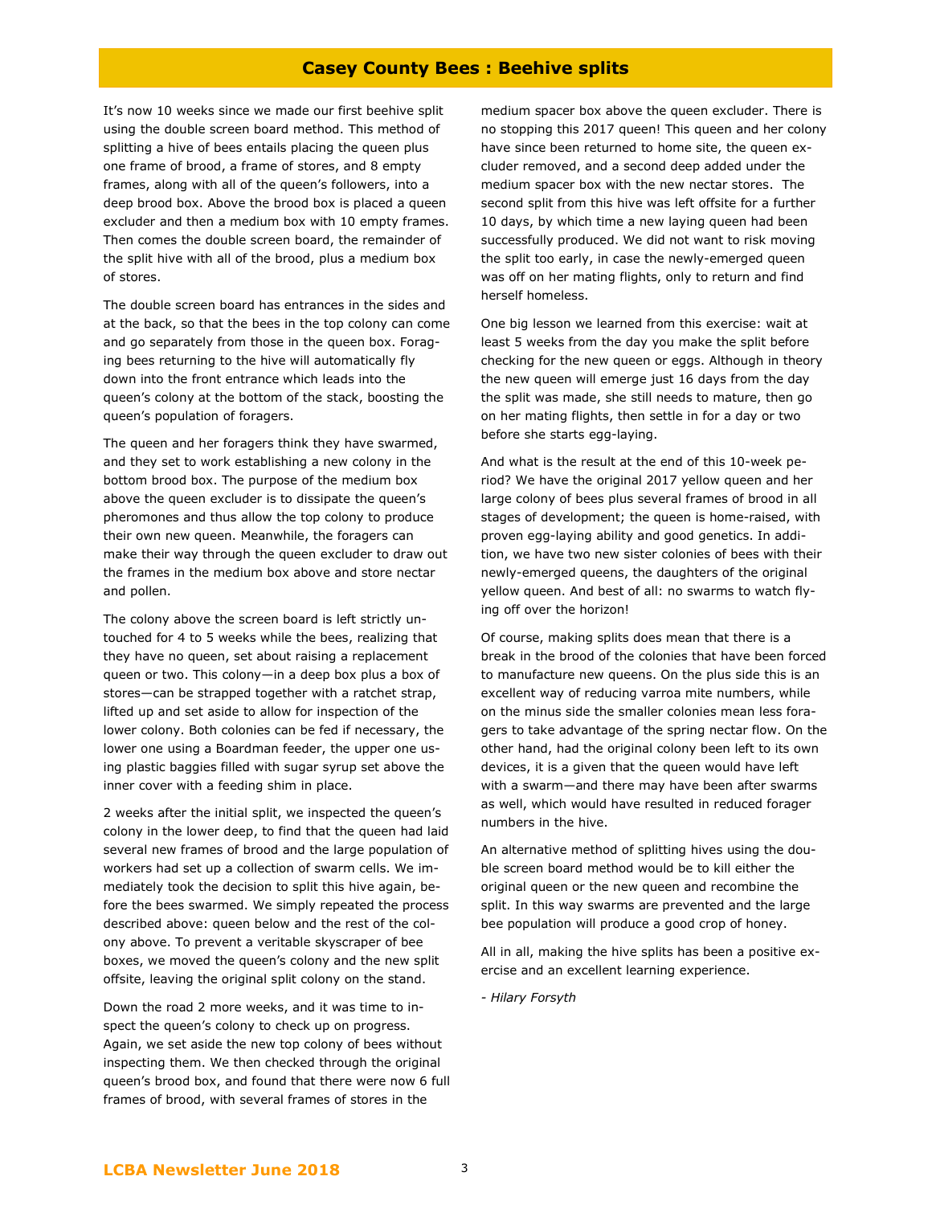## Casey County Bees : Beehive splits

It's now 10 weeks since we made our first beehive split using the double screen board method. This method of splitting a hive of bees entails placing the queen plus one frame of brood, a frame of stores, and 8 empty frames, along with all of the queen's followers, into a deep brood box. Above the brood box is placed a queen excluder and then a medium box with 10 empty frames. Then comes the double screen board, the remainder of the split hive with all of the brood, plus a medium box of stores.

The double screen board has entrances in the sides and at the back, so that the bees in the top colony can come and go separately from those in the queen box. Foraging bees returning to the hive will automatically fly down into the front entrance which leads into the queen's colony at the bottom of the stack, boosting the queen's population of foragers.

The queen and her foragers think they have swarmed, and they set to work establishing a new colony in the bottom brood box. The purpose of the medium box above the queen excluder is to dissipate the queen's pheromones and thus allow the top colony to produce their own new queen. Meanwhile, the foragers can make their way through the queen excluder to draw out the frames in the medium box above and store nectar and pollen.

The colony above the screen board is left strictly untouched for 4 to 5 weeks while the bees, realizing that they have no queen, set about raising a replacement queen or two. This colony—in a deep box plus a box of stores—can be strapped together with a ratchet strap, lifted up and set aside to allow for inspection of the lower colony. Both colonies can be fed if necessary, the lower one using a Boardman feeder, the upper one using plastic baggies filled with sugar syrup set above the inner cover with a feeding shim in place.

2 weeks after the initial split, we inspected the queen's colony in the lower deep, to find that the queen had laid several new frames of brood and the large population of workers had set up a collection of swarm cells. We immediately took the decision to split this hive again, before the bees swarmed. We simply repeated the process described above: queen below and the rest of the colony above. To prevent a veritable skyscraper of bee boxes, we moved the queen's colony and the new split offsite, leaving the original split colony on the stand.

Down the road 2 more weeks, and it was time to inspect the queen's colony to check up on progress. Again, we set aside the new top colony of bees without inspecting them. We then checked through the original queen's brood box, and found that there were now 6 full frames of brood, with several frames of stores in the medium spacer box above the queen excluder. There is no stopping this 2017 queen! This queen and her colony have since been returned to home site, the queen excluder removed, and a second deep added under the medium spacer box with the new nectar stores. The second split from this hive was left offsite for a further 10 days, by which time a new laying queen had been successfully produced. We did not want to risk moving the split too early, in case the newly-emerged queen was off on her mating flights, only to return and find herself homeless.

One big lesson we learned from this exercise: wait at least 5 weeks from the day you make the split before checking for the new queen or eggs. Although in theory the new queen will emerge just 16 days from the day the split was made, she still needs to mature, then go on her mating flights, then settle in for a day or two before she starts egg-laying.

And what is the result at the end of this 10-week period? We have the original 2017 yellow queen and her large colony of bees plus several frames of brood in all stages of development; the queen is home-raised, with proven egg-laying ability and good genetics. In addition, we have two new sister colonies of bees with their newly-emerged queens, the daughters of the original yellow queen. And best of all: no swarms to watch flying off over the horizon!

Of course, making splits does mean that there is a break in the brood of the colonies that have been forced to manufacture new queens. On the plus side this is an excellent way of reducing varroa mite numbers, while on the minus side the smaller colonies mean less foragers to take advantage of the spring nectar flow. On the other hand, had the original colony been left to its own devices, it is a given that the queen would have left with a swarm—and there may have been after swarms as well, which would have resulted in reduced forager numbers in the hive.

An alternative method of splitting hives using the double screen board method would be to kill either the original queen or the new queen and recombine the split. In this way swarms are prevented and the large bee population will produce a good crop of honey.

All in all, making the hive splits has been a positive exercise and an excellent learning experience.

*- Hilary Forsyth*